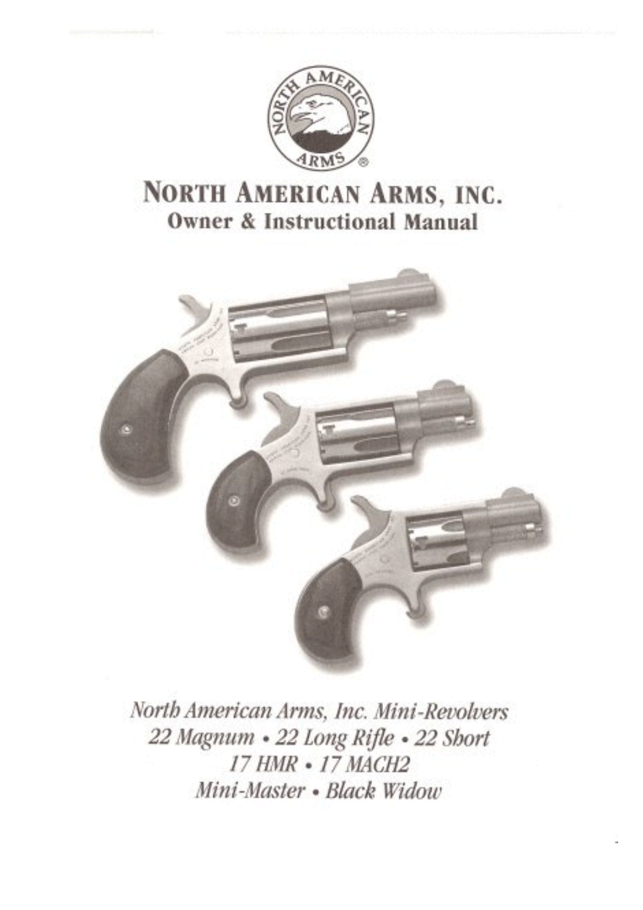# NORTH AMERICAN ARMS, INC.

## Owner & Instructional Manual

*North American Arms, Inc. Mini-Revolvers*
*22 Magnum • 22 Long Rifle • 22 Short*
*17 HMR • 17 MACH2*
*Mini-Master • Black Widow*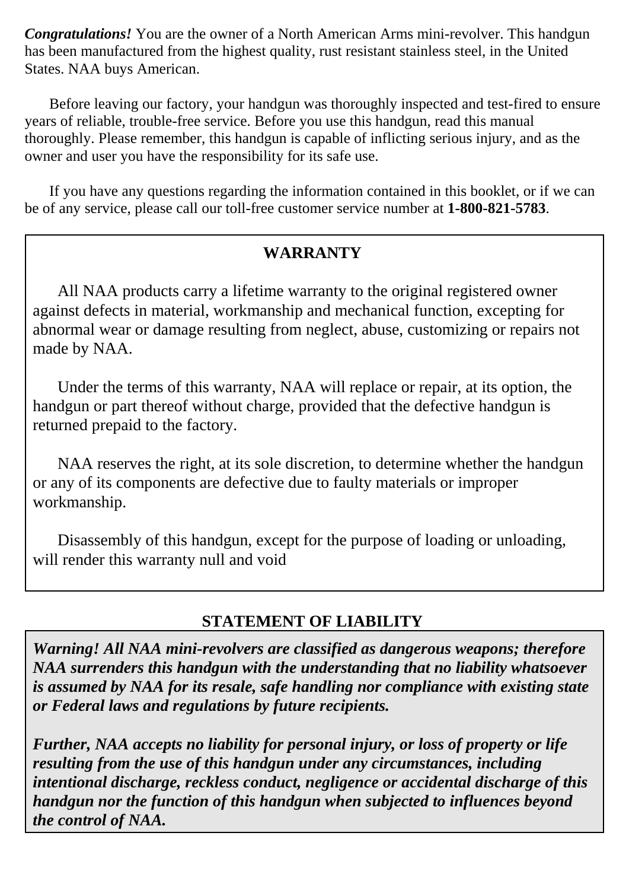***Congratulations!*** You are the owner of a North American Arms mini-revolver. This handgun has been manufactured from the highest quality, rust resistant stainless steel, in the United States. NAA buys American.

Before leaving our factory, your handgun was thoroughly inspected and test-fired to ensure years of reliable, trouble-free service. Before you use this handgun, read this manual thoroughly. Please remember, this handgun is capable of inflicting serious injury, and as the owner and user you have the responsibility for its safe use.

If you have any questions regarding the information contained in this booklet, or if we can be of any service, please call our toll-free customer service number at **1-800-821-5783**.

## WARRANTY

All NAA products carry a lifetime warranty to the original registered owner against defects in material, workmanship and mechanical function, excepting for abnormal wear or damage resulting from neglect, abuse, customizing or repairs not made by NAA.

Under the terms of this warranty, NAA will replace or repair, at its option, the handgun or part thereof without charge, provided that the defective handgun is returned prepaid to the factory.

NAA reserves the right, at its sole discretion, to determine whether the handgun or any of its components are defective due to faulty materials or improper workmanship.

Disassembly of this handgun, except for the purpose of loading or unloading, will render this warranty null and void

## STATEMENT OF LIABILITY

***Warning! All NAA mini-revolvers are classified as dangerous weapons; therefore NAA surrenders this handgun with the understanding that no liability whatsoever is assumed by NAA for its resale, safe handling nor compliance with existing state or Federal laws and regulations by future recipients.***

***Further, NAA accepts no liability for personal injury, or loss of property or life resulting from the use of this handgun under any circumstances, including intentional discharge, reckless conduct, negligence or accidental discharge of this handgun nor the function of this handgun when subjected to influences beyond the control of NAA.***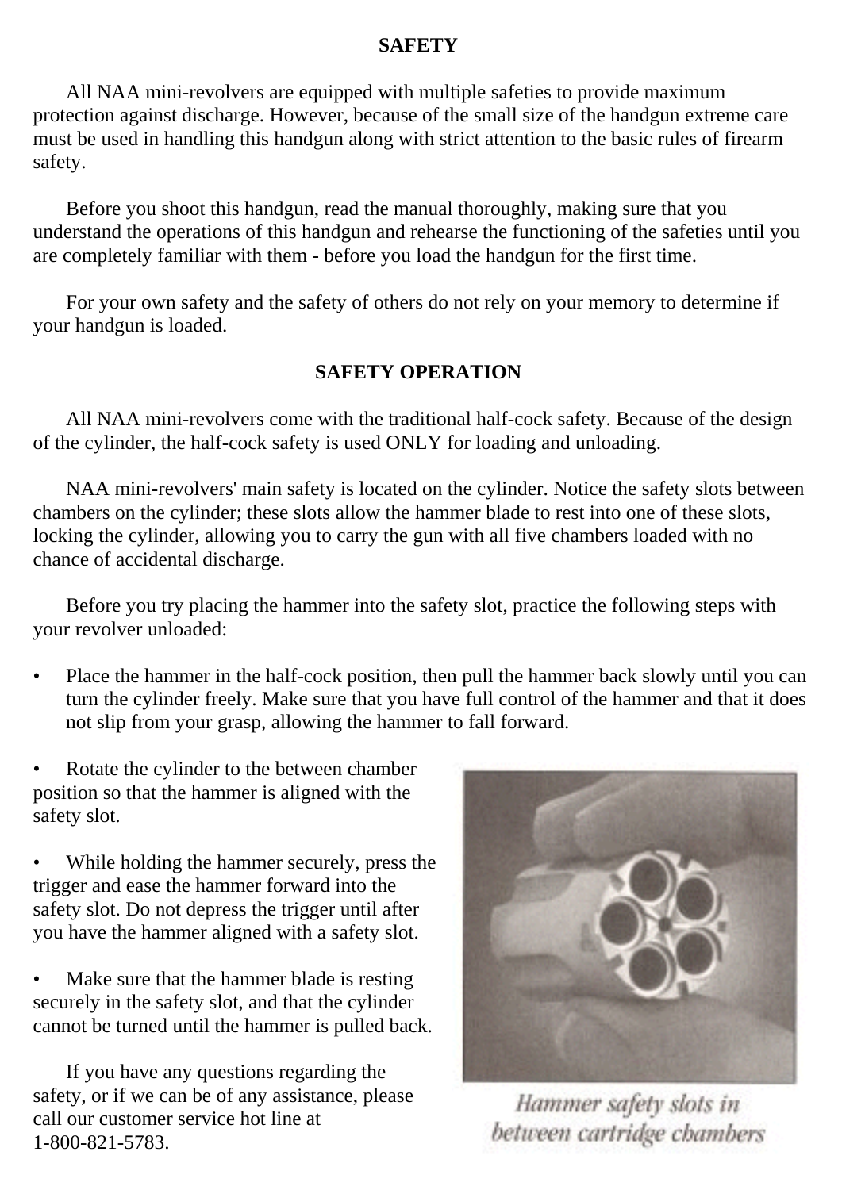## SAFETY

All NAA mini-revolvers are equipped with multiple safeties to provide maximum protection against discharge. However, because of the small size of the handgun extreme care must be used in handling this handgun along with strict attention to the basic rules of firearm safety.

Before you shoot this handgun, read the manual thoroughly, making sure that you understand the operations of this handgun and rehearse the functioning of the safeties until you are completely familiar with them - before you load the handgun for the first time.

For your own safety and the safety of others do not rely on your memory to determine if your handgun is loaded.

## SAFETY OPERATION

All NAA mini-revolvers come with the traditional half-cock safety. Because of the design of the cylinder, the half-cock safety is used ONLY for loading and unloading.

NAA mini-revolvers' main safety is located on the cylinder. Notice the safety slots between chambers on the cylinder; these slots allow the hammer blade to rest into one of these slots, locking the cylinder, allowing you to carry the gun with all five chambers loaded with no chance of accidental discharge.

Before you try placing the hammer into the safety slot, practice the following steps with your revolver unloaded:

- Place the hammer in the half-cock position, then pull the hammer back slowly until you can turn the cylinder freely. Make sure that you have full control of the hammer and that it does not slip from your grasp, allowing the hammer to fall forward.
- Rotate the cylinder to the between chamber position so that the hammer is aligned with the safety slot.
- While holding the hammer securely, press the trigger and ease the hammer forward into the safety slot. Do not depress the trigger until after you have the hammer aligned with a safety slot.
- Make sure that the hammer blade is resting securely in the safety slot, and that the cylinder cannot be turned until the hammer is pulled back.

If you have any questions regarding the safety, or if we can be of any assistance, please call our customer service hot line at 1-800-821-5783.

*Hammer safety slots in between cartridge chambers*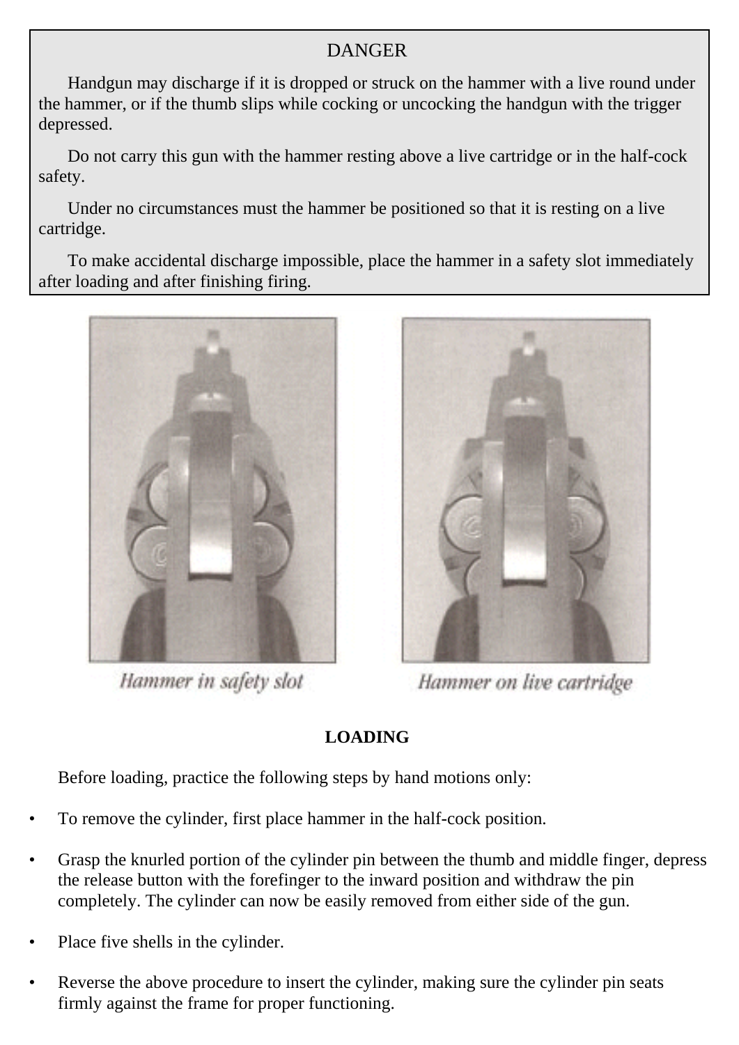## DANGER

Handgun may discharge if it is dropped or struck on the hammer with a live round under the hammer, or if the thumb slips while cocking or uncocking the handgun with the trigger depressed.

Do not carry this gun with the hammer resting above a live cartridge or in the half-cock safety.

Under no circumstances must the hammer be positioned so that it is resting on a live cartridge.

To make accidental discharge impossible, place the hammer in a safety slot immediately after loading and after finishing firing.

*Hammer in safety slot*

*Hammer on live cartridge*

## LOADING

Before loading, practice the following steps by hand motions only:

- To remove the cylinder, first place hammer in the half-cock position.
- Grasp the knurled portion of the cylinder pin between the thumb and middle finger, depress the release button with the forefinger to the inward position and withdraw the pin completely. The cylinder can now be easily removed from either side of the gun.
- Place five shells in the cylinder.
- Reverse the above procedure to insert the cylinder, making sure the cylinder pin seats firmly against the frame for proper functioning.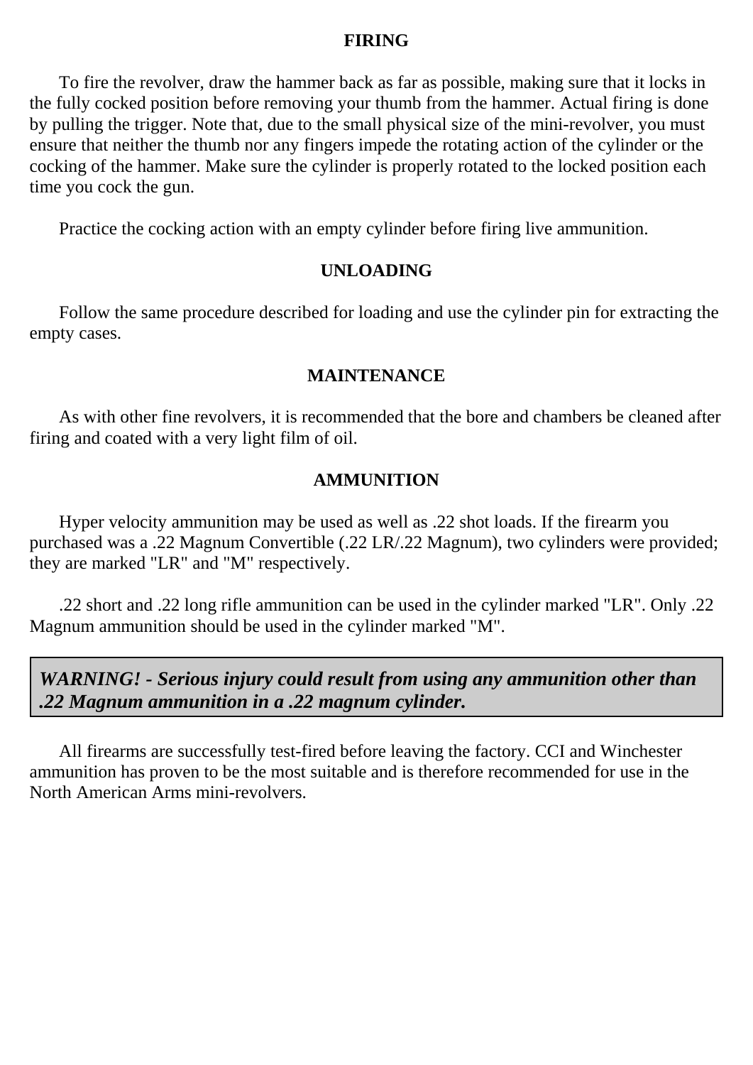## FIRING

To fire the revolver, draw the hammer back as far as possible, making sure that it locks in the fully cocked position before removing your thumb from the hammer. Actual firing is done by pulling the trigger. Note that, due to the small physical size of the mini-revolver, you must ensure that neither the thumb nor any fingers impede the rotating action of the cylinder or the cocking of the hammer. Make sure the cylinder is properly rotated to the locked position each time you cock the gun.

Practice the cocking action with an empty cylinder before firing live ammunition.

## UNLOADING

Follow the same procedure described for loading and use the cylinder pin for extracting the empty cases.

## MAINTENANCE

As with other fine revolvers, it is recommended that the bore and chambers be cleaned after firing and coated with a very light film of oil.

## AMMUNITION

Hyper velocity ammunition may be used as well as .22 shot loads. If the firearm you purchased was a .22 Magnum Convertible (.22 LR/.22 Magnum), two cylinders were provided; they are marked "LR" and "M" respectively.

.22 short and .22 long rifle ammunition can be used in the cylinder marked "LR". Only .22 Magnum ammunition should be used in the cylinder marked "M".

***WARNING! - Serious injury could result from using any ammunition other than .22 Magnum ammunition in a .22 magnum cylinder.***

All firearms are successfully test-fired before leaving the factory. CCI and Winchester ammunition has proven to be the most suitable and is therefore recommended for use in the North American Arms mini-revolvers.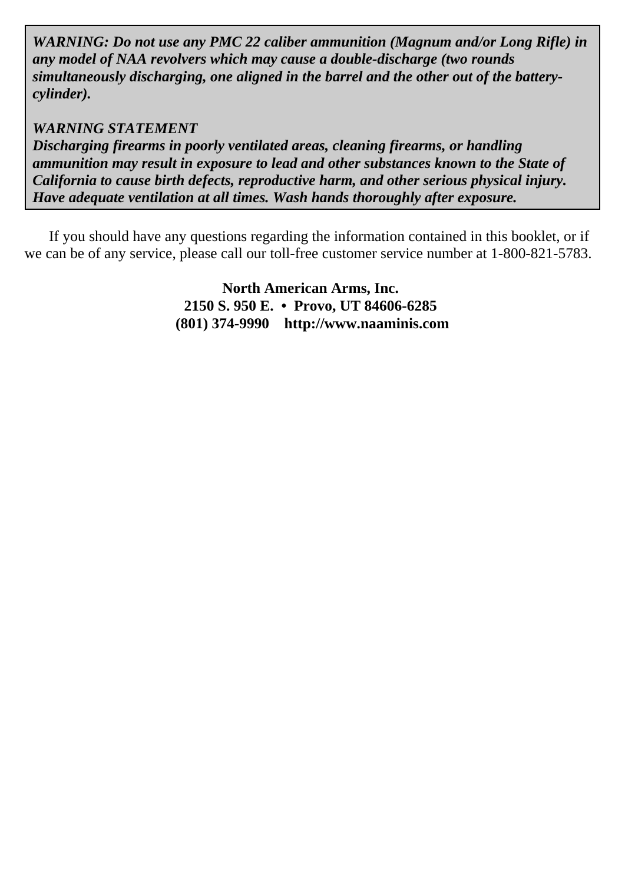***WARNING: Do not use any PMC 22 caliber ammunition (Magnum and/or Long Rifle) in any model of NAA revolvers which may cause a double-discharge (two rounds simultaneously discharging, one aligned in the barrel and the other out of the battery-cylinder).***

***WARNING STATEMENT***

***Discharging firearms in poorly ventilated areas, cleaning firearms, or handling ammunition may result in exposure to lead and other substances known to the State of California to cause birth defects, reproductive harm, and other serious physical injury. Have adequate ventilation at all times. Wash hands thoroughly after exposure.***

If you should have any questions regarding the information contained in this booklet, or if we can be of any service, please call our toll-free customer service number at 1-800-821-5783.

**North American Arms, Inc.**
**2150 S. 950 E. • Provo, UT 84606-6285**
**(801) 374-9990 http://www.naaminis.com**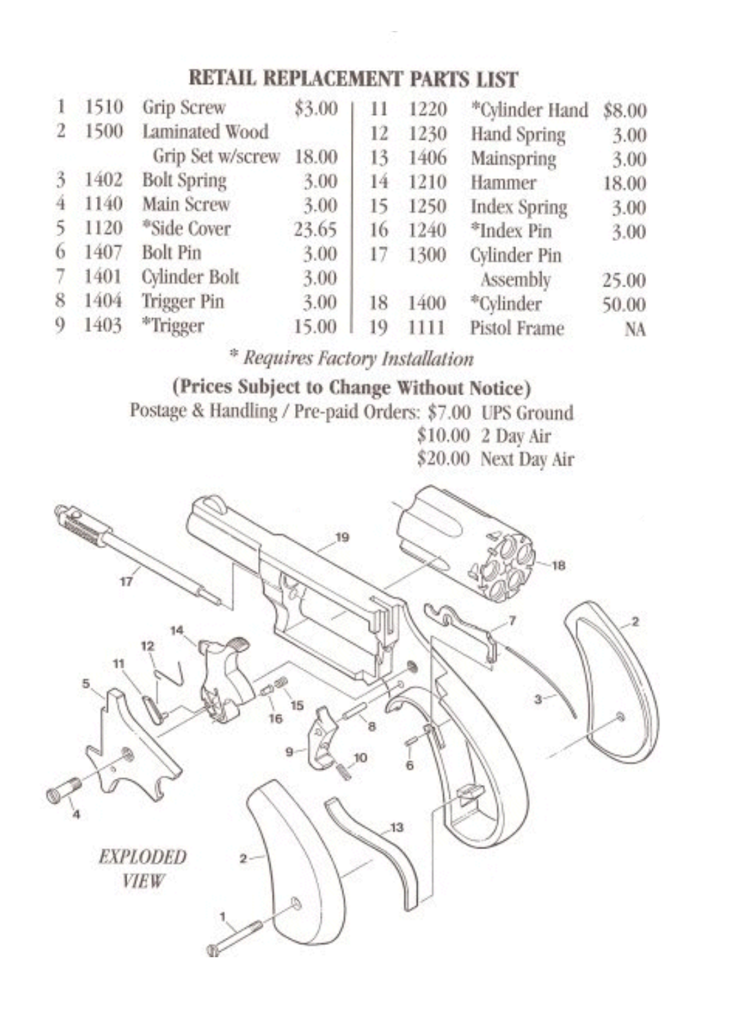# RETAIL REPLACEMENT PARTS LIST

| | | | |
|---|---|---|---|
| 1 | 1510 | Grip Screw | $3.00 |
| 2 | 1500 | Laminated Wood Grip Set w/screw | 18.00 |
| 3 | 1402 | Bolt Spring | 3.00 |
| 4 | 1140 | Main Screw | 3.00 |
| 5 | 1120 | *Side Cover | 23.65 |
| 6 | 1407 | Bolt Pin | 3.00 |
| 7 | 1401 | Cylinder Bolt | 3.00 |
| 8 | 1404 | Trigger Pin | 3.00 |
| 9 | 1403 | *Trigger | 15.00 |
| 11 | 1220 | *Cylinder Hand | $8.00 |
| 12 | 1230 | Hand Spring | 3.00 |
| 13 | 1406 | Mainspring | 3.00 |
| 14 | 1210 | Hammer | 18.00 |
| 15 | 1250 | Index Spring | 3.00 |
| 16 | 1240 | *Index Pin | 3.00 |
| 17 | 1300 | Cylinder Pin Assembly | 25.00 |
| 18 | 1400 | *Cylinder | 50.00 |
| 19 | 1111 | Pistol Frame | NA |

*\* Requires Factory Installation*

**(Prices Subject to Change Without Notice)**

Postage & Handling / Pre-paid Orders: $7.00 UPS Ground
$10.00 2 Day Air
$20.00 Next Day Air

17
19
18
14
12
11
5
15
16
7
2
8
3
9
10
6
4
13
2
1

*EXPLODED VIEW*